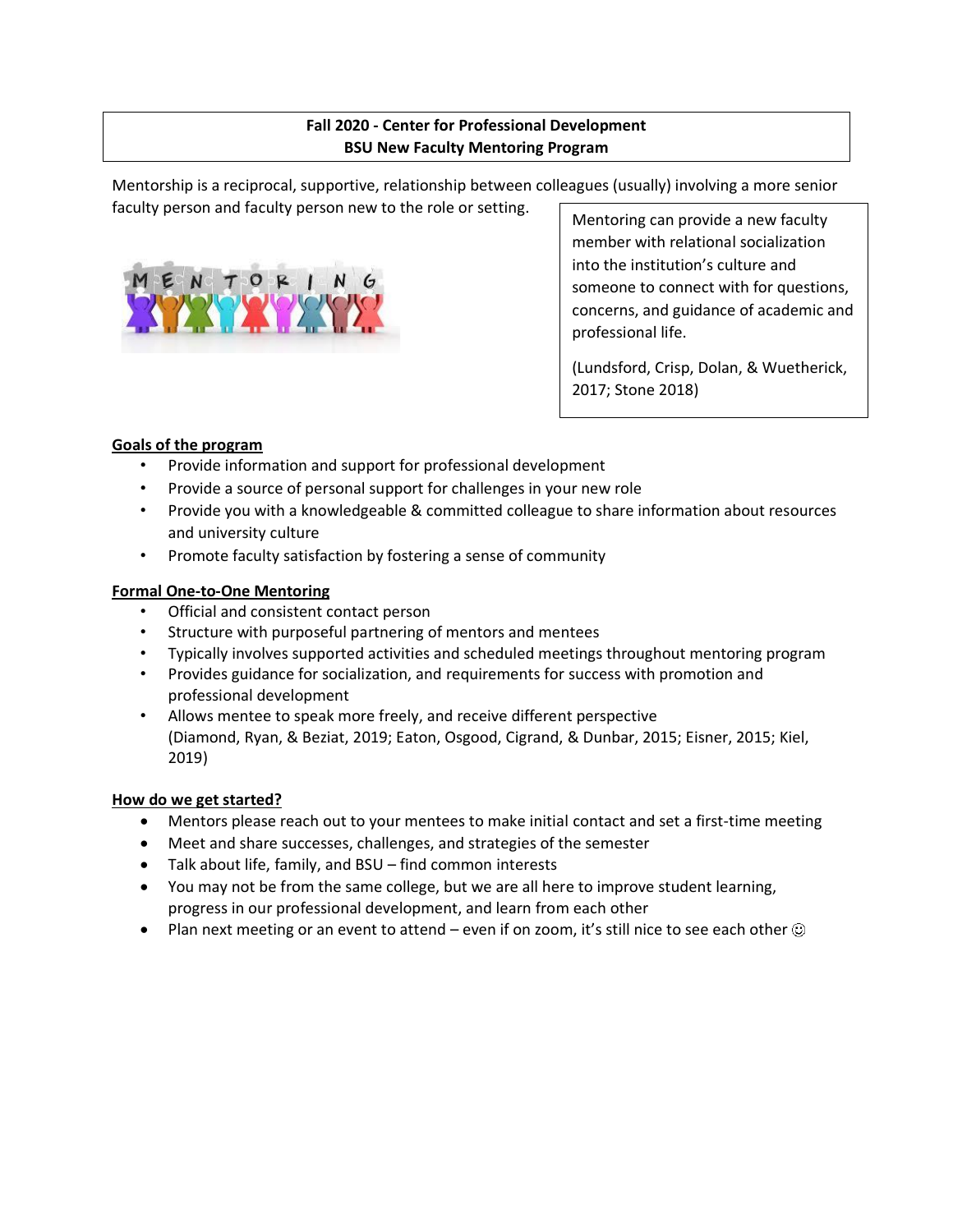**Fall 2020 - Center for Professional Development**
**BSU New Faculty Mentoring Program**

Mentorship is a reciprocal, supportive, relationship between colleagues (usually) involving a more senior faculty person and faculty person new to the role or setting.

Mentoring can provide a new faculty member with relational socialization into the institution's culture and someone to connect with for questions, concerns, and guidance of academic and professional life.

(Lundsford, Crisp, Dolan, & Wuetherick, 2017; Stone 2018)

**Goals of the program**

- Provide information and support for professional development
- Provide a source of personal support for challenges in your new role
- Provide you with a knowledgeable & committed colleague to share information about resources and university culture
- Promote faculty satisfaction by fostering a sense of community

**Formal One-to-One Mentoring**

- Official and consistent contact person
- Structure with purposeful partnering of mentors and mentees
- Typically involves supported activities and scheduled meetings throughout mentoring program
- Provides guidance for socialization, and requirements for success with promotion and professional development
- Allows mentee to speak more freely, and receive different perspective
  (Diamond, Ryan, & Beziat, 2019; Eaton, Osgood, Cigrand, & Dunbar, 2015; Eisner, 2015; Kiel, 2019)

**How do we get started?**

- Mentors please reach out to your mentees to make initial contact and set a first-time meeting
- Meet and share successes, challenges, and strategies of the semester
- Talk about life, family, and BSU – find common interests
- You may not be from the same college, but we are all here to improve student learning, progress in our professional development, and learn from each other
- Plan next meeting or an event to attend – even if on zoom, it's still nice to see each other ☺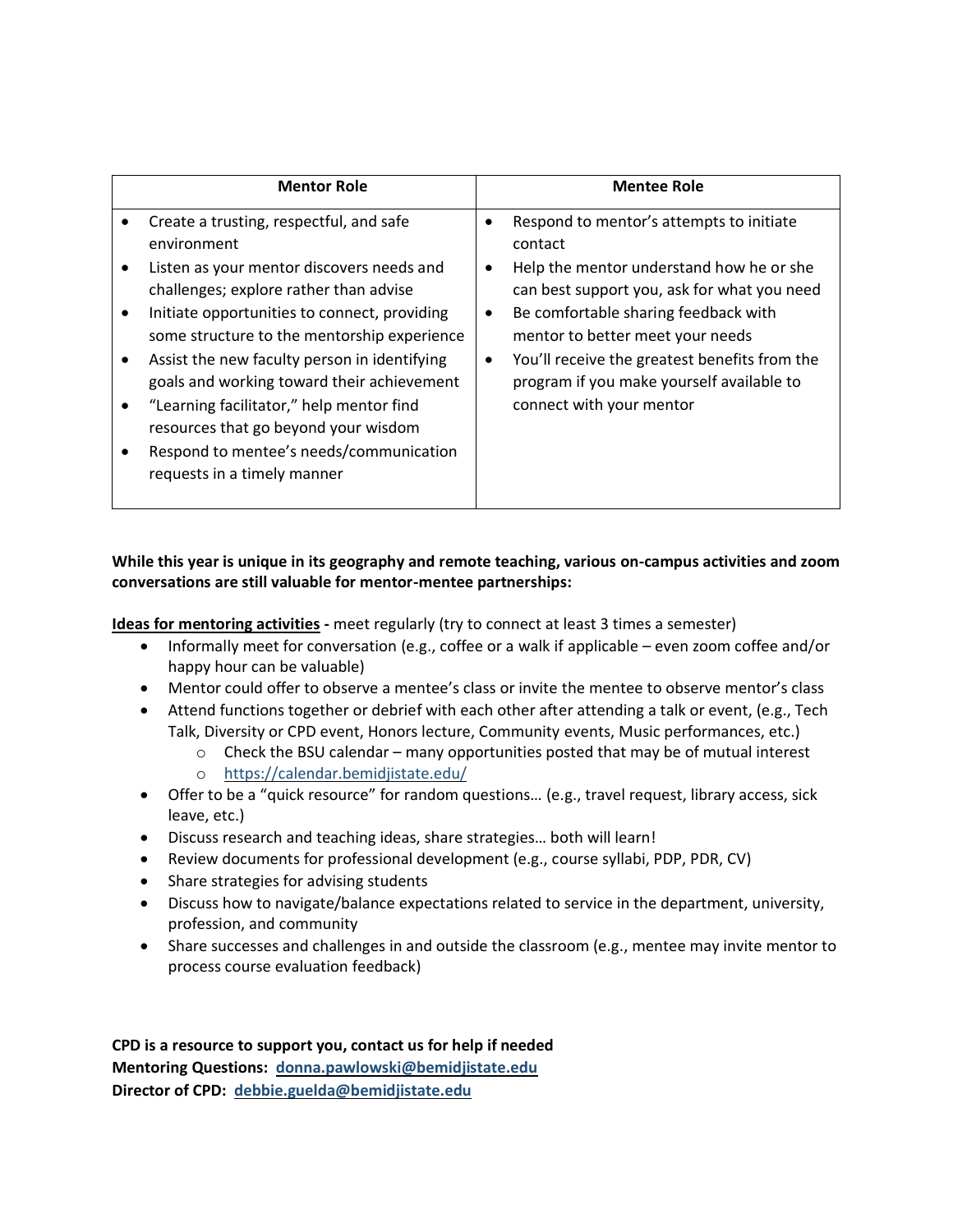| Mentor Role | Mentee Role |
| --- | --- |
| • Create a trusting, respectful, and safe environment<br>• Listen as your mentor discovers needs and challenges; explore rather than advise<br>• Initiate opportunities to connect, providing some structure to the mentorship experience<br>• Assist the new faculty person in identifying goals and working toward their achievement<br>• "Learning facilitator," help mentor find resources that go beyond your wisdom<br>• Respond to mentee's needs/communication requests in a timely manner | • Respond to mentor's attempts to initiate contact<br>• Help the mentor understand how he or she can best support you, ask for what you need<br>• Be comfortable sharing feedback with mentor to better meet your needs<br>• You'll receive the greatest benefits from the program if you make yourself available to connect with your mentor |

**While this year is unique in its geography and remote teaching, various on-campus activities and zoom conversations are still valuable for mentor-mentee partnerships:**

**Ideas for mentoring activities -** meet regularly (try to connect at least 3 times a semester)

- Informally meet for conversation (e.g., coffee or a walk if applicable – even zoom coffee and/or happy hour can be valuable)
- Mentor could offer to observe a mentee's class or invite the mentee to observe mentor's class
- Attend functions together or debrief with each other after attending a talk or event, (e.g., Tech Talk, Diversity or CPD event, Honors lecture, Community events, Music performances, etc.)
  - Check the BSU calendar – many opportunities posted that may be of mutual interest
  - https://calendar.bemidjistate.edu/
- Offer to be a "quick resource" for random questions… (e.g., travel request, library access, sick leave, etc.)
- Discuss research and teaching ideas, share strategies… both will learn!
- Review documents for professional development (e.g., course syllabi, PDP, PDR, CV)
- Share strategies for advising students
- Discuss how to navigate/balance expectations related to service in the department, university, profession, and community
- Share successes and challenges in and outside the classroom (e.g., mentee may invite mentor to process course evaluation feedback)

**CPD is a resource to support you, contact us for help if needed**
**Mentoring Questions: donna.pawlowski@bemidjistate.edu**
**Director of CPD: debbie.guelda@bemidjistate.edu**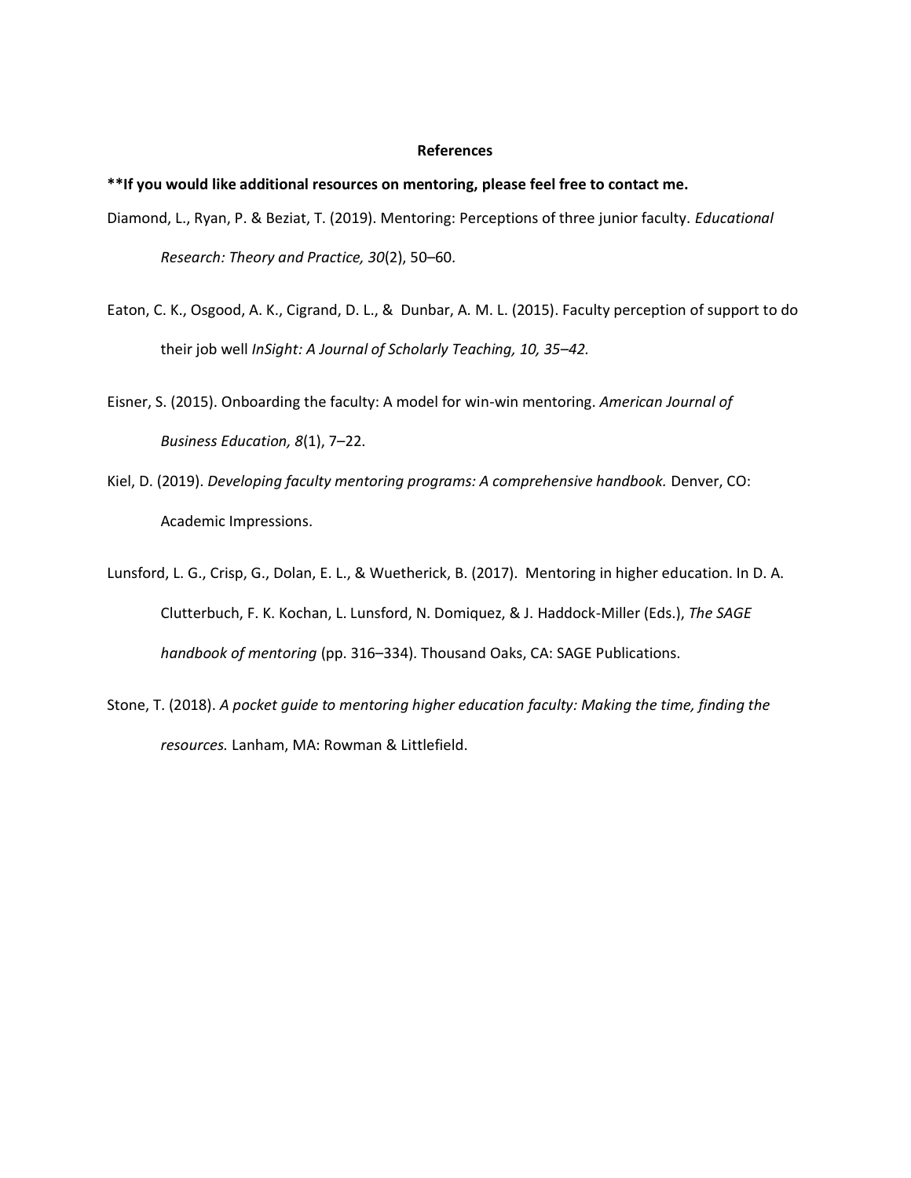## References

**\*\*If you would like additional resources on mentoring, please feel free to contact me.**

Diamond, L., Ryan, P. & Beziat, T. (2019). Mentoring: Perceptions of three junior faculty. *Educational Research: Theory and Practice, 30*(2), 50–60.

Eaton, C. K., Osgood, A. K., Cigrand, D. L., & Dunbar, A. M. L. (2015). Faculty perception of support to do their job well *InSight: A Journal of Scholarly Teaching, 10, 35–42.*

Eisner, S. (2015). Onboarding the faculty: A model for win-win mentoring. *American Journal of Business Education, 8*(1), 7–22.

Kiel, D. (2019). *Developing faculty mentoring programs: A comprehensive handbook.* Denver, CO: Academic Impressions.

Lunsford, L. G., Crisp, G., Dolan, E. L., & Wuetherick, B. (2017). Mentoring in higher education. In D. A. Clutterbuch, F. K. Kochan, L. Lunsford, N. Domiquez, & J. Haddock-Miller (Eds.), *The SAGE handbook of mentoring* (pp. 316–334). Thousand Oaks, CA: SAGE Publications.

Stone, T. (2018). *A pocket guide to mentoring higher education faculty: Making the time, finding the resources.* Lanham, MA: Rowman & Littlefield.